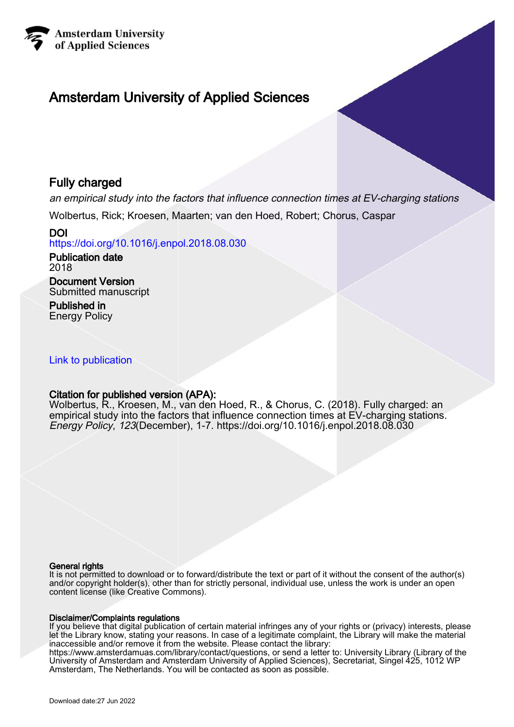Amsterdam University
of Applied Sciences

# Amsterdam University of Applied Sciences

## Fully charged

*an empirical study into the factors that influence connection times at EV-charging stations*

Wolbertus, Rick; Kroesen, Maarten; van den Hoed, Robert; Chorus, Caspar

**DOI**
https://doi.org/10.1016/j.enpol.2018.08.030

**Publication date**
2018

**Document Version**
Submitted manuscript

**Published in**
Energy Policy

Link to publication

**Citation for published version (APA):**
Wolbertus, R., Kroesen, M., van den Hoed, R., & Chorus, C. (2018). Fully charged: an empirical study into the factors that influence connection times at EV-charging stations. *Energy Policy*, *123*(December), 1-7. https://doi.org/10.1016/j.enpol.2018.08.030

**General rights**
It is not permitted to download or to forward/distribute the text or part of it without the consent of the author(s) and/or copyright holder(s), other than for strictly personal, individual use, unless the work is under an open content license (like Creative Commons).

**Disclaimer/Complaints regulations**
If you believe that digital publication of certain material infringes any of your rights or (privacy) interests, please let the Library know, stating your reasons. In case of a legitimate complaint, the Library will make the material inaccessible and/or remove it from the website. Please contact the library:
https://www.amsterdamuas.com/library/contact/questions, or send a letter to: University Library (Library of the University of Amsterdam and Amsterdam University of Applied Sciences), Secretariat, Singel 425, 1012 WP Amsterdam, The Netherlands. You will be contacted as soon as possible.

Download date:27 Jun 2022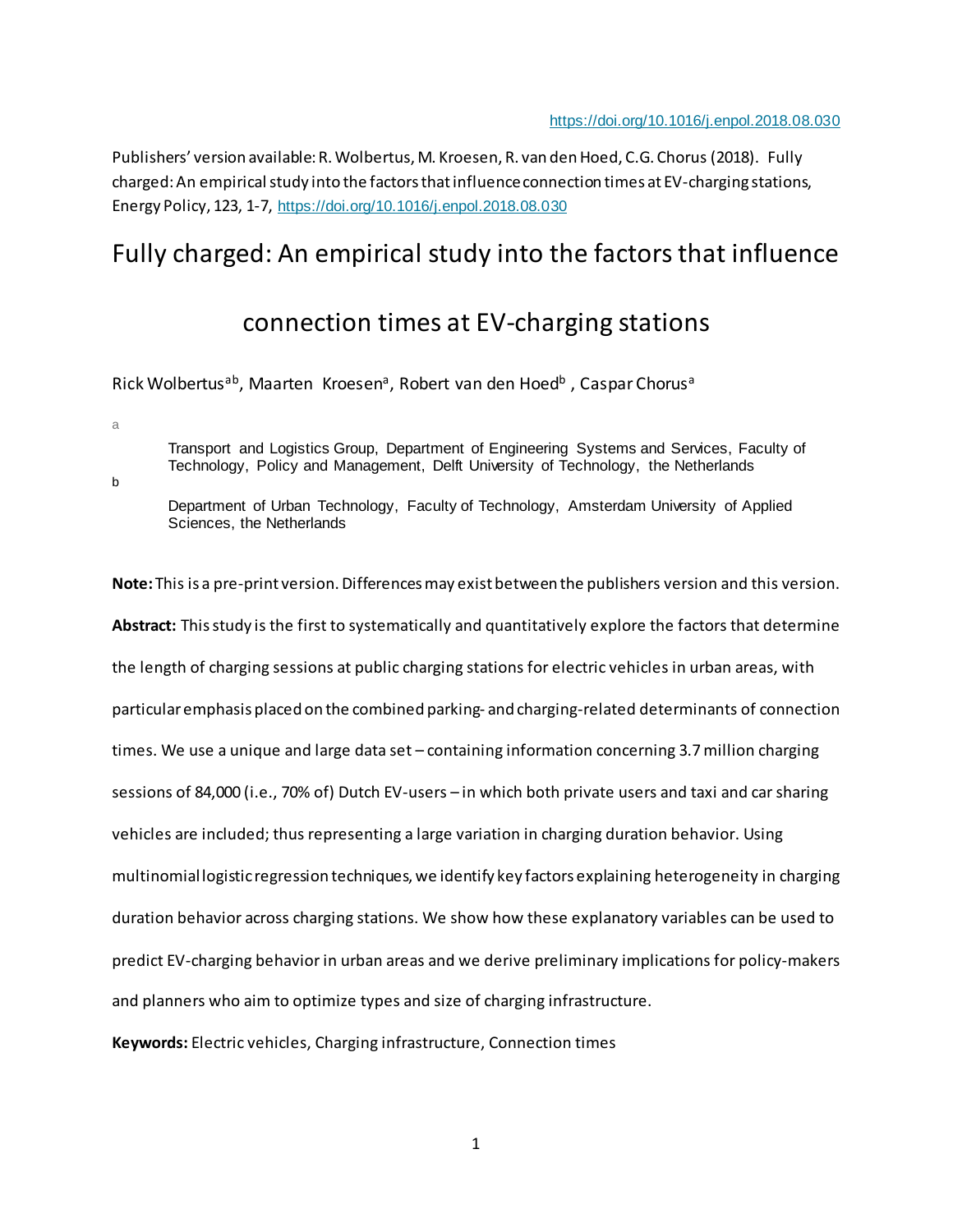https://doi.org/10.1016/j.enpol.2018.08.030

Publishers' version available: R. Wolbertus, M. Kroesen, R. van den Hoed, C.G. Chorus (2018). Fully charged: An empirical study into the factors that influence connection times at EV-charging stations, Energy Policy, 123, 1-7, https://doi.org/10.1016/j.enpol.2018.08.030

# Fully charged: An empirical study into the factors that influence connection times at EV-charging stations

Rick Wolbertus[a b], Maarten Kroesen[a], Robert van den Hoed[b], Caspar Chorus[a]

[a] Transport and Logistics Group, Department of Engineering Systems and Services, Faculty of Technology, Policy and Management, Delft University of Technology, the Netherlands

[b] Department of Urban Technology, Faculty of Technology, Amsterdam University of Applied Sciences, the Netherlands

**Note:** This is a pre-print version. Differences may exist between the publishers version and this version.

**Abstract:** This study is the first to systematically and quantitatively explore the factors that determine the length of charging sessions at public charging stations for electric vehicles in urban areas, with particular emphasis placed on the combined parking- and charging-related determinants of connection times. We use a unique and large data set – containing information concerning 3.7 million charging sessions of 84,000 (i.e., 70% of) Dutch EV-users – in which both private users and taxi and car sharing vehicles are included; thus representing a large variation in charging duration behavior. Using multinomial logistic regression techniques, we identify key factors explaining heterogeneity in charging duration behavior across charging stations. We show how these explanatory variables can be used to predict EV-charging behavior in urban areas and we derive preliminary implications for policy-makers and planners who aim to optimize types and size of charging infrastructure.

**Keywords:** Electric vehicles, Charging infrastructure, Connection times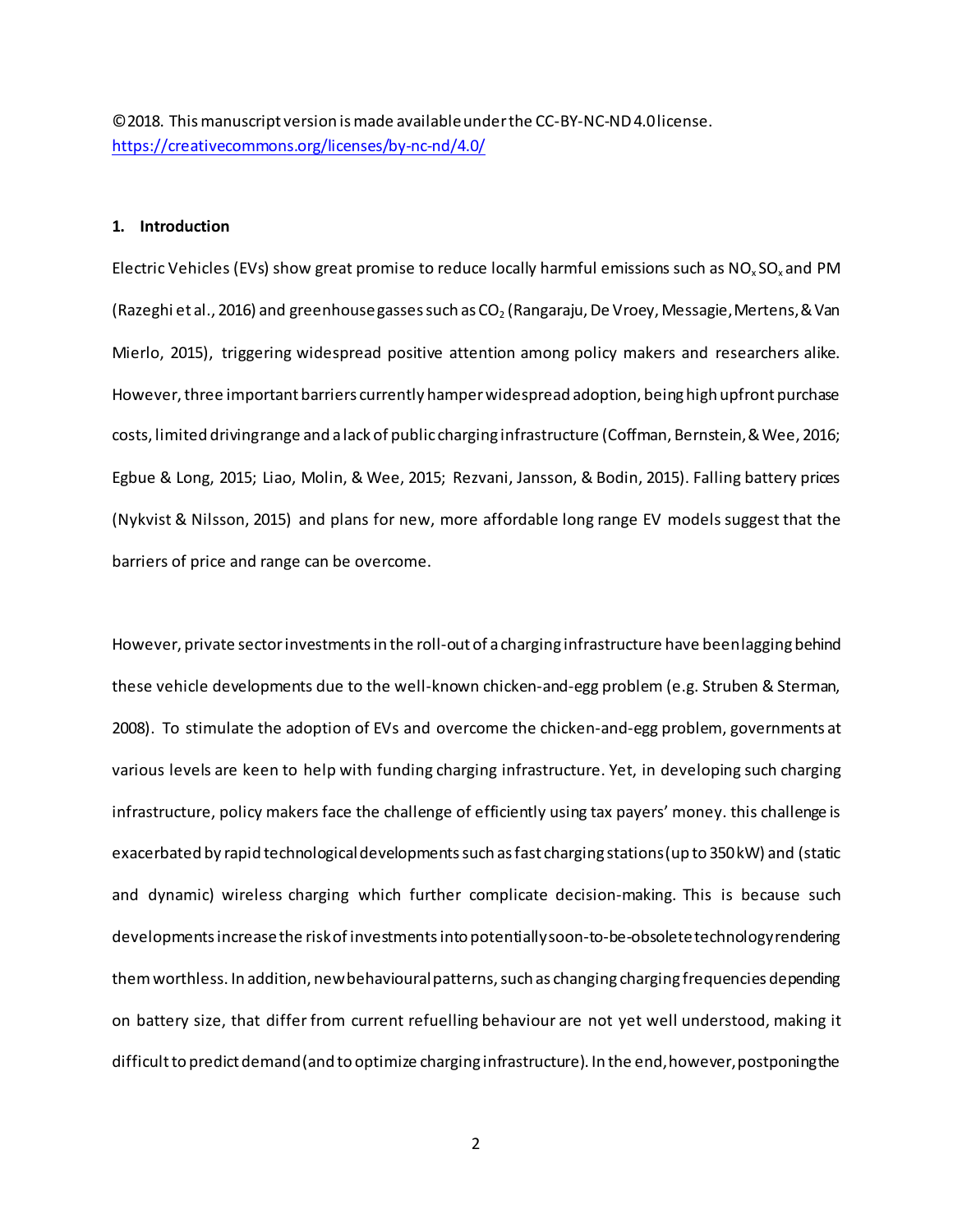©2018. This manuscript version is made available under the CC-BY-NC-ND 4.0 license. https://creativecommons.org/licenses/by-nc-nd/4.0/

## 1. Introduction

Electric Vehicles (EVs) show great promise to reduce locally harmful emissions such as $NO_x$ $SO_x$ and PM (Razeghi et al., 2016) and greenhouse gasses such as $CO_2$ (Rangaraju, De Vroey, Messagie, Mertens, & Van Mierlo, 2015), triggering widespread positive attention among policy makers and researchers alike. However, three important barriers currently hamper widespread adoption, being high upfront purchase costs, limited driving range and a lack of public charging infrastructure (Coffman, Bernstein, & Wee, 2016; Egbue & Long, 2015; Liao, Molin, & Wee, 2015; Rezvani, Jansson, & Bodin, 2015). Falling battery prices (Nykvist & Nilsson, 2015) and plans for new, more affordable long range EV models suggest that the barriers of price and range can be overcome.

However, private sector investments in the roll-out of a charging infrastructure have been lagging behind these vehicle developments due to the well-known chicken-and-egg problem (e.g. Struben & Sterman, 2008). To stimulate the adoption of EVs and overcome the chicken-and-egg problem, governments at various levels are keen to help with funding charging infrastructure. Yet, in developing such charging infrastructure, policy makers face the challenge of efficiently using tax payers' money. this challenge is exacerbated by rapid technological developments such as fast charging stations (up to 350 kW) and (static and dynamic) wireless charging which further complicate decision-making. This is because such developments increase the risk of investments into potentially soon-to-be-obsolete technology rendering them worthless. In addition, new behavioural patterns, such as changing charging frequencies depending on battery size, that differ from current refuelling behaviour are not yet well understood, making it difficult to predict demand (and to optimize charging infrastructure). In the end, however, postponing the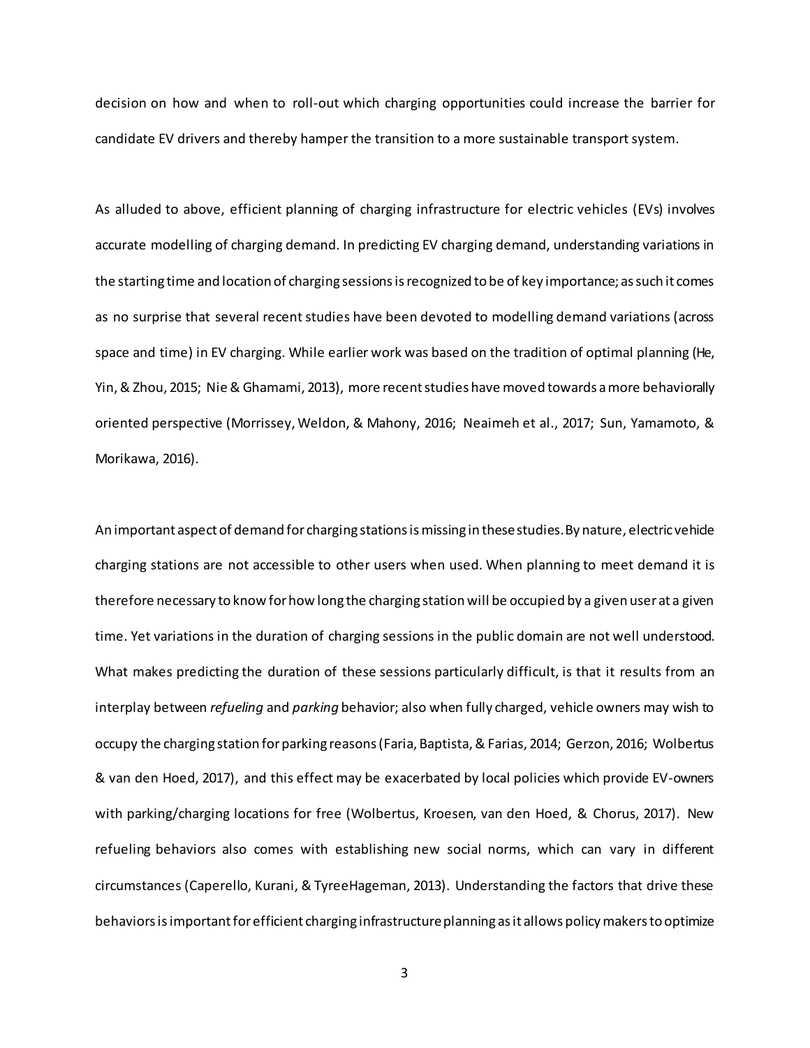decision on how and when to roll-out which charging opportunities could increase the barrier for candidate EV drivers and thereby hamper the transition to a more sustainable transport system.

As alluded to above, efficient planning of charging infrastructure for electric vehicles (EVs) involves accurate modelling of charging demand. In predicting EV charging demand, understanding variations in the starting time and location of charging sessions is recognized to be of key importance; as such it comes as no surprise that several recent studies have been devoted to modelling demand variations (across space and time) in EV charging. While earlier work was based on the tradition of optimal planning (He, Yin, & Zhou, 2015; Nie & Ghamami, 2013), more recent studies have moved towards a more behaviorally oriented perspective (Morrissey, Weldon, & Mahony, 2016; Neaimeh et al., 2017; Sun, Yamamoto, & Morikawa, 2016).

An important aspect of demand for charging stations is missing in these studies. By nature, electric vehicle charging stations are not accessible to other users when used. When planning to meet demand it is therefore necessary to know for how long the charging station will be occupied by a given user at a given time. Yet variations in the duration of charging sessions in the public domain are not well understood. What makes predicting the duration of these sessions particularly difficult, is that it results from an interplay between *refueling* and *parking* behavior; also when fully charged, vehicle owners may wish to occupy the charging station for parking reasons (Faria, Baptista, & Farias, 2014; Gerzon, 2016; Wolbertus & van den Hoed, 2017), and this effect may be exacerbated by local policies which provide EV-owners with parking/charging locations for free (Wolbertus, Kroesen, van den Hoed, & Chorus, 2017). New refueling behaviors also comes with establishing new social norms, which can vary in different circumstances (Caperello, Kurani, & TyreeHageman, 2013). Understanding the factors that drive these behaviors is important for efficient charging infrastructure planning as it allows policy makers to optimize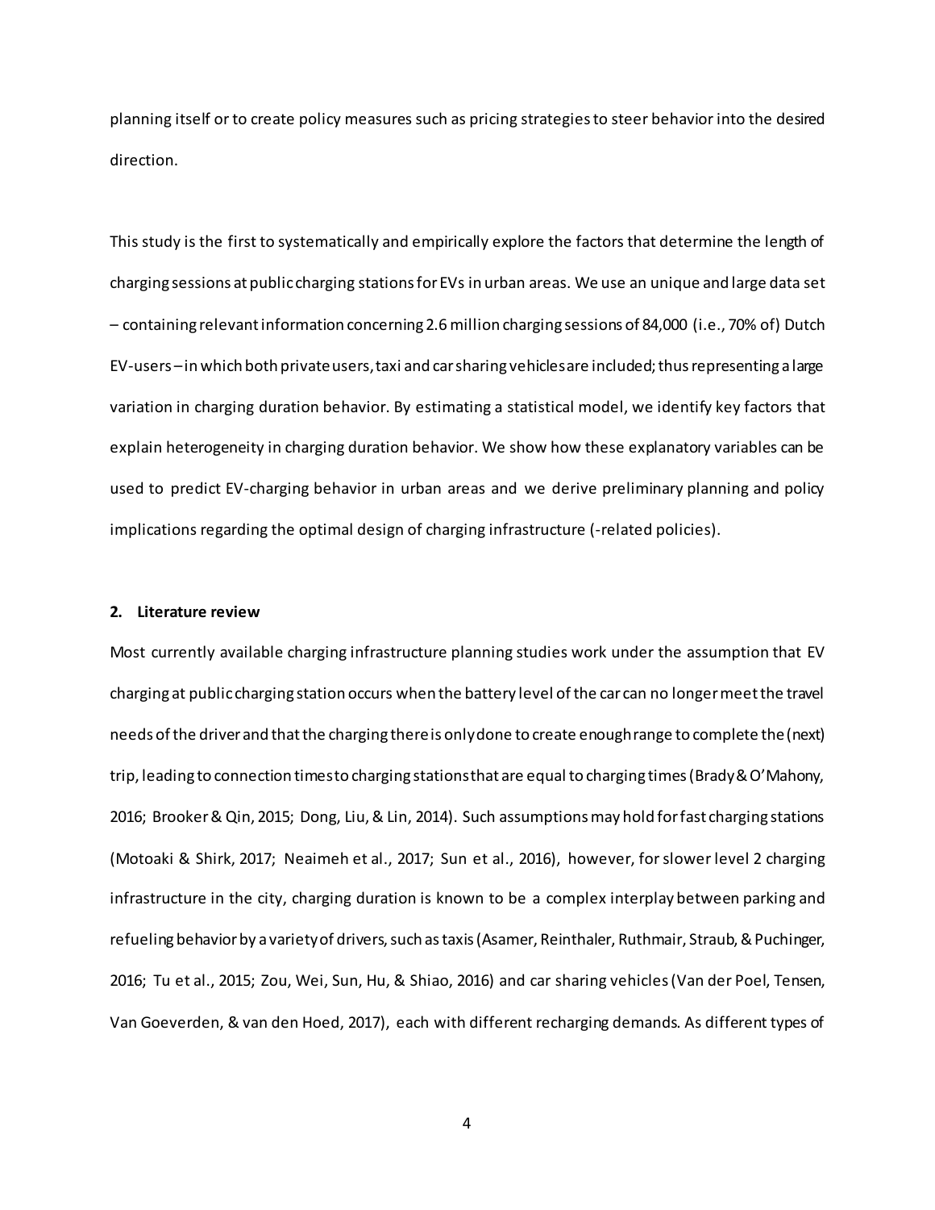planning itself or to create policy measures such as pricing strategies to steer behavior into the desired direction.

This study is the first to systematically and empirically explore the factors that determine the length of charging sessions at public charging stations for EVs in urban areas. We use an unique and large data set – containing relevant information concerning 2.6 million charging sessions of 84,000 (i.e., 70% of) Dutch EV-users – in which both private users, taxi and car sharing vehicles are included; thus representing a large variation in charging duration behavior. By estimating a statistical model, we identify key factors that explain heterogeneity in charging duration behavior. We show how these explanatory variables can be used to predict EV-charging behavior in urban areas and we derive preliminary planning and policy implications regarding the optimal design of charging infrastructure (-related policies).

## 2. Literature review

Most currently available charging infrastructure planning studies work under the assumption that EV charging at public charging station occurs when the battery level of the car can no longer meet the travel needs of the driver and that the charging there is only done to create enough range to complete the (next) trip, leading to connection times to charging stations that are equal to charging times (Brady & O'Mahony, 2016; Brooker & Qin, 2015; Dong, Liu, & Lin, 2014). Such assumptions may hold for fast charging stations (Motoaki & Shirk, 2017; Neaimeh et al., 2017; Sun et al., 2016), however, for slower level 2 charging infrastructure in the city, charging duration is known to be a complex interplay between parking and refueling behavior by a variety of drivers, such as taxis (Asamer, Reinthaler, Ruthmair, Straub, & Puchinger, 2016; Tu et al., 2015; Zou, Wei, Sun, Hu, & Shiao, 2016) and car sharing vehicles (Van der Poel, Tensen, Van Goeverden, & van den Hoed, 2017), each with different recharging demands. As different types of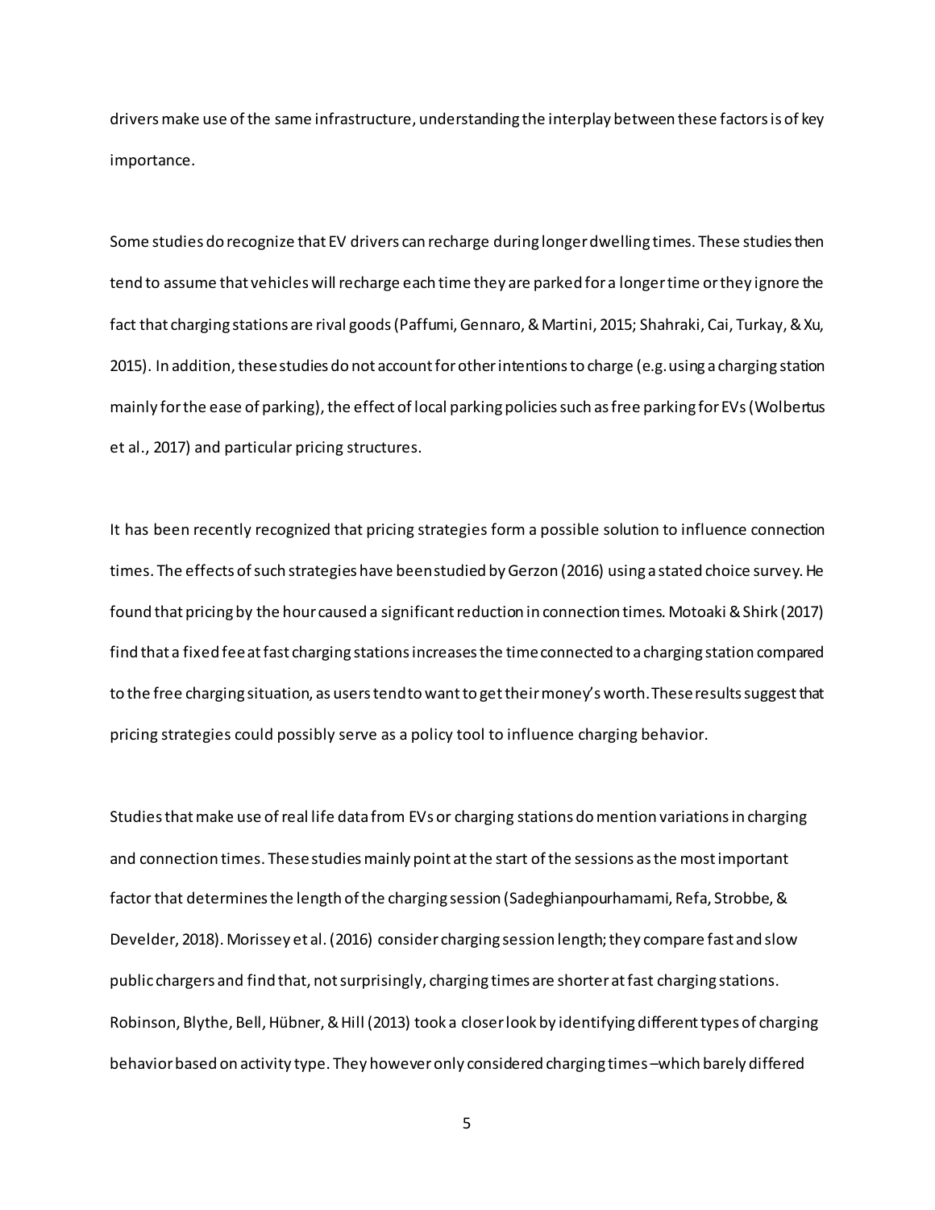drivers make use of the same infrastructure, understanding the interplay between these factors is of key importance.

Some studies do recognize that EV drivers can recharge during longer dwelling times. These studies then tend to assume that vehicles will recharge each time they are parked for a longer time or they ignore the fact that charging stations are rival goods (Paffumi, Gennaro, & Martini, 2015; Shahraki, Cai, Turkay, & Xu, 2015). In addition, these studies do not account for other intentions to charge (e.g. using a charging station mainly for the ease of parking), the effect of local parking policies such as free parking for EVs (Wolbertus et al., 2017) and particular pricing structures.

It has been recently recognized that pricing strategies form a possible solution to influence connection times. The effects of such strategies have been studied by Gerzon (2016) using a stated choice survey. He found that pricing by the hour caused a significant reduction in connection times. Motoaki & Shirk (2017) find that a fixed fee at fast charging stations increases the time connected to a charging station compared to the free charging situation, as users tend to want to get their money's worth. These results suggest that pricing strategies could possibly serve as a policy tool to influence charging behavior.

Studies that make use of real life data from EVs or charging stations do mention variations in charging and connection times. These studies mainly point at the start of the sessions as the most important factor that determines the length of the charging session (Sadeghianpourhamami, Refa, Strobbe, & Develder, 2018). Morissey et al. (2016) consider charging session length; they compare fast and slow public chargers and find that, not surprisingly, charging times are shorter at fast charging stations. Robinson, Blythe, Bell, Hübner, & Hill (2013) took a closer look by identifying different types of charging behavior based on activity type. They however only considered charging times –which barely differed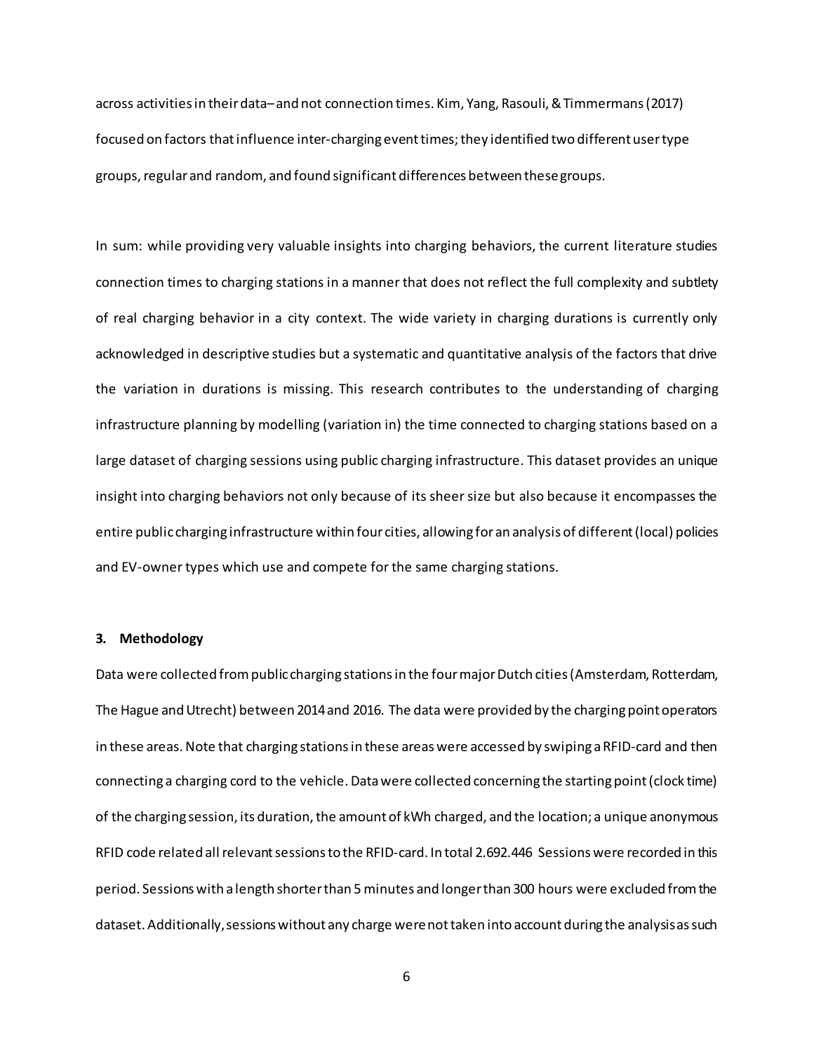across activities in their data– and not connection times. Kim, Yang, Rasouli, & Timmermans (2017) focused on factors that influence inter-charging event times; they identified two different user type groups, regular and random, and found significant differences between these groups.

In sum: while providing very valuable insights into charging behaviors, the current literature studies connection times to charging stations in a manner that does not reflect the full complexity and subtlety of real charging behavior in a city context. The wide variety in charging durations is currently only acknowledged in descriptive studies but a systematic and quantitative analysis of the factors that drive the variation in durations is missing. This research contributes to the understanding of charging infrastructure planning by modelling (variation in) the time connected to charging stations based on a large dataset of charging sessions using public charging infrastructure. This dataset provides an unique insight into charging behaviors not only because of its sheer size but also because it encompasses the entire public charging infrastructure within four cities, allowing for an analysis of different (local) policies and EV-owner types which use and compete for the same charging stations.

## 3. Methodology

Data were collected from public charging stations in the four major Dutch cities (Amsterdam, Rotterdam, The Hague and Utrecht) between 2014 and 2016. The data were provided by the charging point operators in these areas. Note that charging stations in these areas were accessed by swiping a RFID-card and then connecting a charging cord to the vehicle. Data were collected concerning the starting point (clock time) of the charging session, its duration, the amount of kWh charged, and the location; a unique anonymous RFID code related all relevant sessions to the RFID-card. In total 2.692.446 Sessions were recorded in this period. Sessions with a length shorter than 5 minutes and longer than 300 hours were excluded from the dataset. Additionally, sessions without any charge were not taken into account during the analysis as such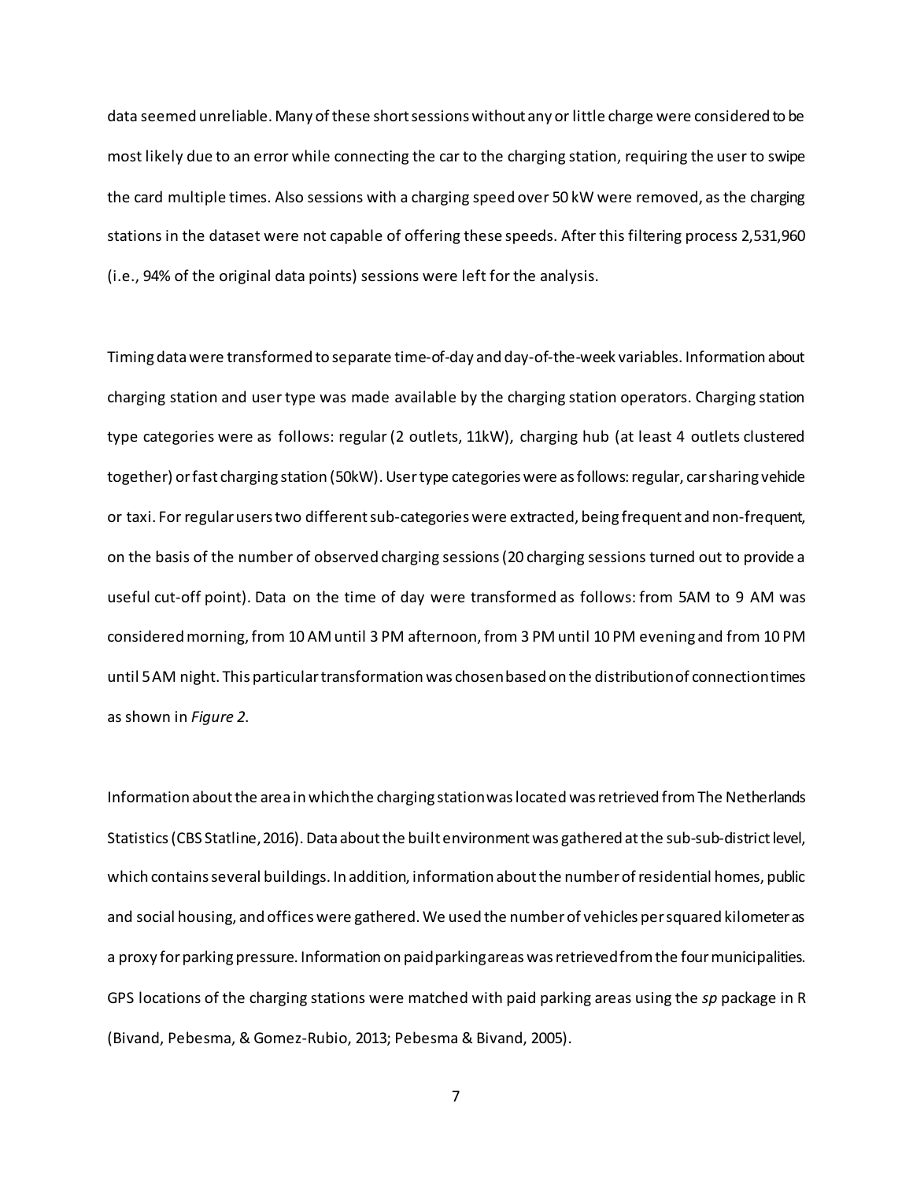data seemed unreliable. Many of these short sessions without any or little charge were considered to be most likely due to an error while connecting the car to the charging station, requiring the user to swipe the card multiple times. Also sessions with a charging speed over 50 kW were removed, as the charging stations in the dataset were not capable of offering these speeds. After this filtering process 2,531,960 (i.e., 94% of the original data points) sessions were left for the analysis.

Timing data were transformed to separate time-of-day and day-of-the-week variables. Information about charging station and user type was made available by the charging station operators. Charging station type categories were as follows: regular (2 outlets, 11kW), charging hub (at least 4 outlets clustered together) or fast charging station (50kW). User type categories were as follows: regular, car sharing vehicle or taxi. For regular users two different sub-categories were extracted, being frequent and non-frequent, on the basis of the number of observed charging sessions (20 charging sessions turned out to provide a useful cut-off point). Data on the time of day were transformed as follows: from 5AM to 9 AM was considered morning, from 10 AM until 3 PM afternoon, from 3 PM until 10 PM evening and from 10 PM until 5 AM night. This particular transformation was chosen based on the distribution of connection times as shown in *Figure 2*.

Information about the area in which the charging station was located was retrieved from The Netherlands Statistics (CBS Statline, 2016). Data about the built environment was gathered at the sub-sub-district level, which contains several buildings. In addition, information about the number of residential homes, public and social housing, and offices were gathered. We used the number of vehicles per squared kilometer as a proxy for parking pressure. Information on paid parking areas was retrieved from the four municipalities. GPS locations of the charging stations were matched with paid parking areas using the *sp* package in R (Bivand, Pebesma, & Gomez-Rubio, 2013; Pebesma & Bivand, 2005).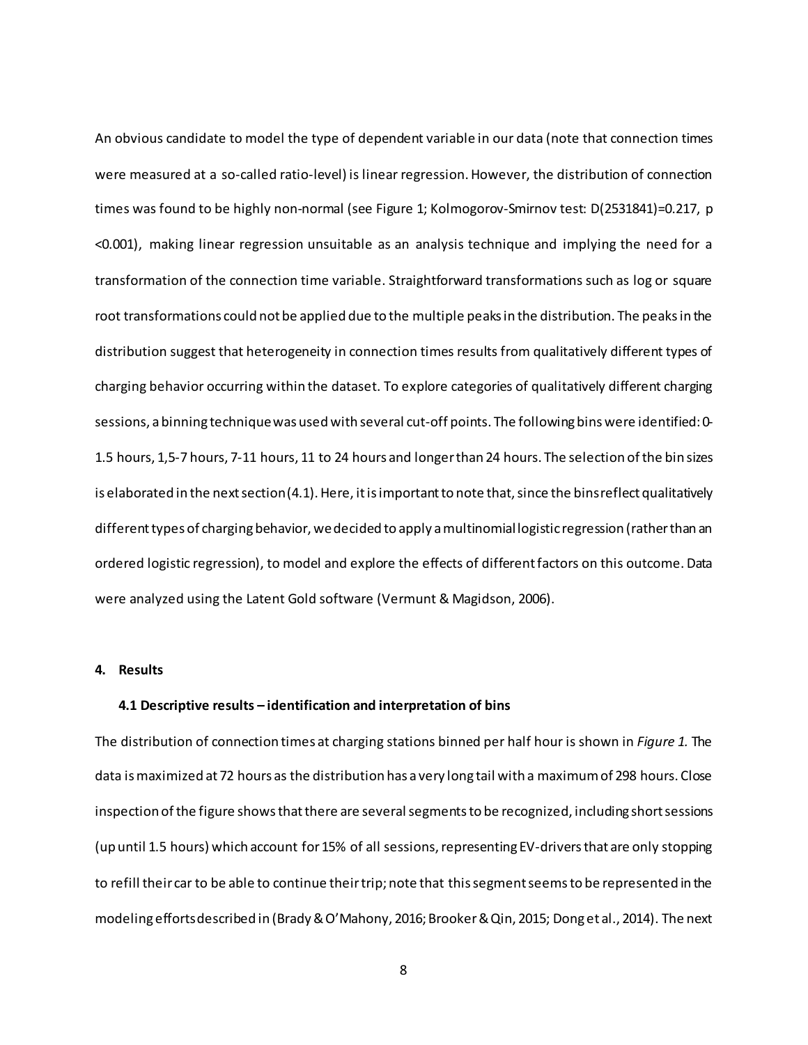An obvious candidate to model the type of dependent variable in our data (note that connection times were measured at a so-called ratio-level) is linear regression. However, the distribution of connection times was found to be highly non-normal (see Figure 1; Kolmogorov-Smirnov test: $D(2531841)=0.217$, $p <0.001$), making linear regression unsuitable as an analysis technique and implying the need for a transformation of the connection time variable. Straightforward transformations such as log or square root transformations could not be applied due to the multiple peaks in the distribution. The peaks in the distribution suggest that heterogeneity in connection times results from qualitatively different types of charging behavior occurring within the dataset. To explore categories of qualitatively different charging sessions, a binning technique was used with several cut-off points. The following bins were identified: 0-1.5 hours, 1,5-7 hours, 7-11 hours, 11 to 24 hours and longer than 24 hours. The selection of the bin sizes is elaborated in the next section (4.1). Here, it is important to note that, since the bins reflect qualitatively different types of charging behavior, we decided to apply a multinomial logistic regression (rather than an ordered logistic regression), to model and explore the effects of different factors on this outcome. Data were analyzed using the Latent Gold software (Vermunt & Magidson, 2006).

## 4. Results

### 4.1 Descriptive results – identification and interpretation of bins

The distribution of connection times at charging stations binned per half hour is shown in *Figure 1.* The data is maximized at 72 hours as the distribution has a very long tail with a maximum of 298 hours. Close inspection of the figure shows that there are several segments to be recognized, including short sessions (up until 1.5 hours) which account for 15% of all sessions, representing EV-drivers that are only stopping to refill their car to be able to continue their trip; note that this segment seems to be represented in the modeling efforts described in (Brady & O'Mahony, 2016; Brooker & Qin, 2015; Dong et al., 2014). The next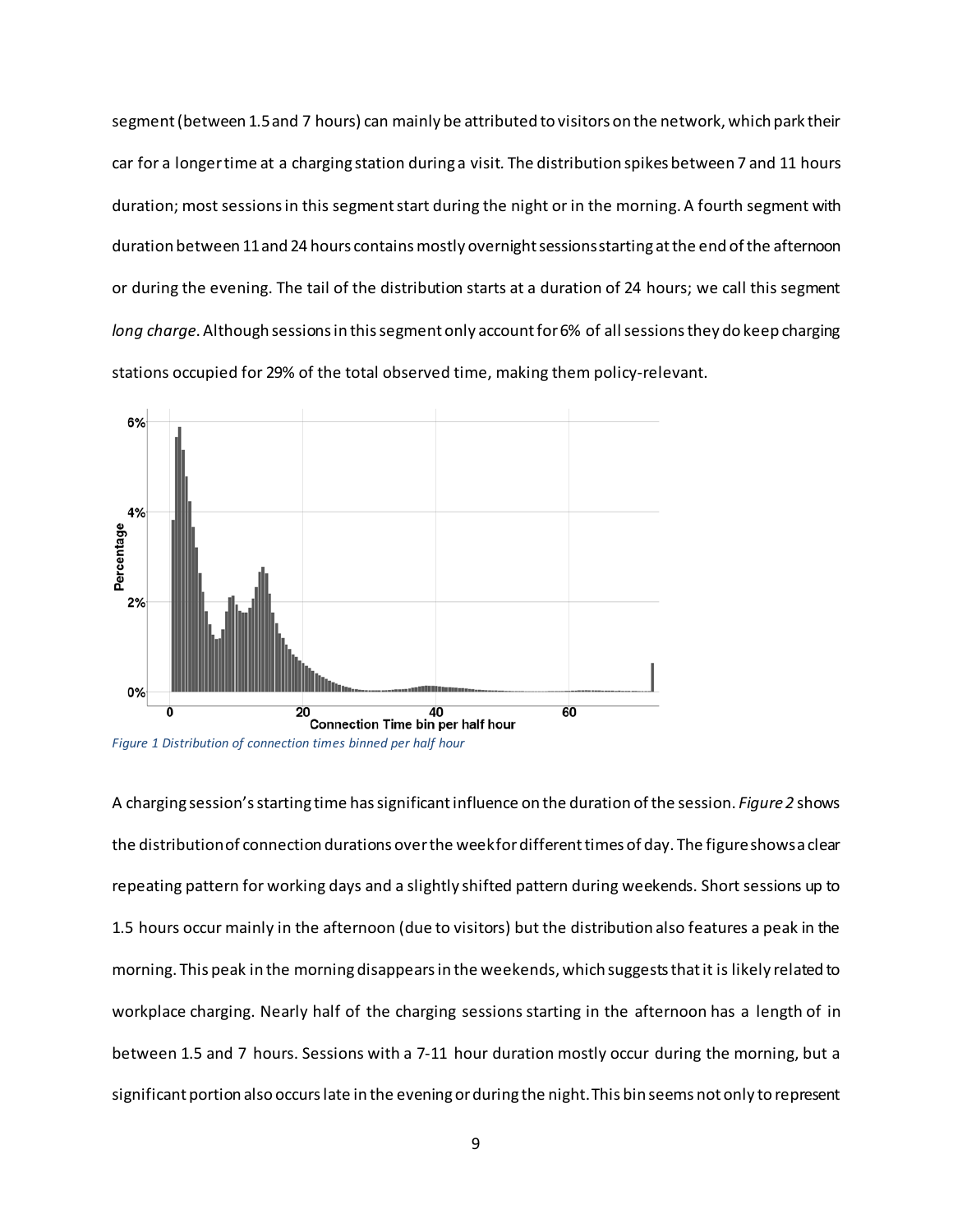segment (between 1.5 and 7 hours) can mainly be attributed to visitors on the network, which park their car for a longer time at a charging station during a visit. The distribution spikes between 7 and 11 hours duration; most sessions in this segment start during the night or in the morning. A fourth segment with duration between 11 and 24 hours contains mostly overnight sessions starting at the end of the afternoon or during the evening. The tail of the distribution starts at a duration of 24 hours; we call this segment *long charge*. Although sessions in this segment only account for 6% of all sessions they do keep charging stations occupied for 29% of the total observed time, making them policy-relevant.

*Figure 1 Distribution of connection times binned per half hour*

A charging session's starting time has significant influence on the duration of the session. *Figure 2* shows the distribution of connection durations over the week for different times of day. The figure shows a clear repeating pattern for working days and a slightly shifted pattern during weekends. Short sessions up to 1.5 hours occur mainly in the afternoon (due to visitors) but the distribution also features a peak in the morning. This peak in the morning disappears in the weekends, which suggests that it is likely related to workplace charging. Nearly half of the charging sessions starting in the afternoon has a length of in between 1.5 and 7 hours. Sessions with a 7-11 hour duration mostly occur during the morning, but a significant portion also occurs late in the evening or during the night. This bin seems not only to represent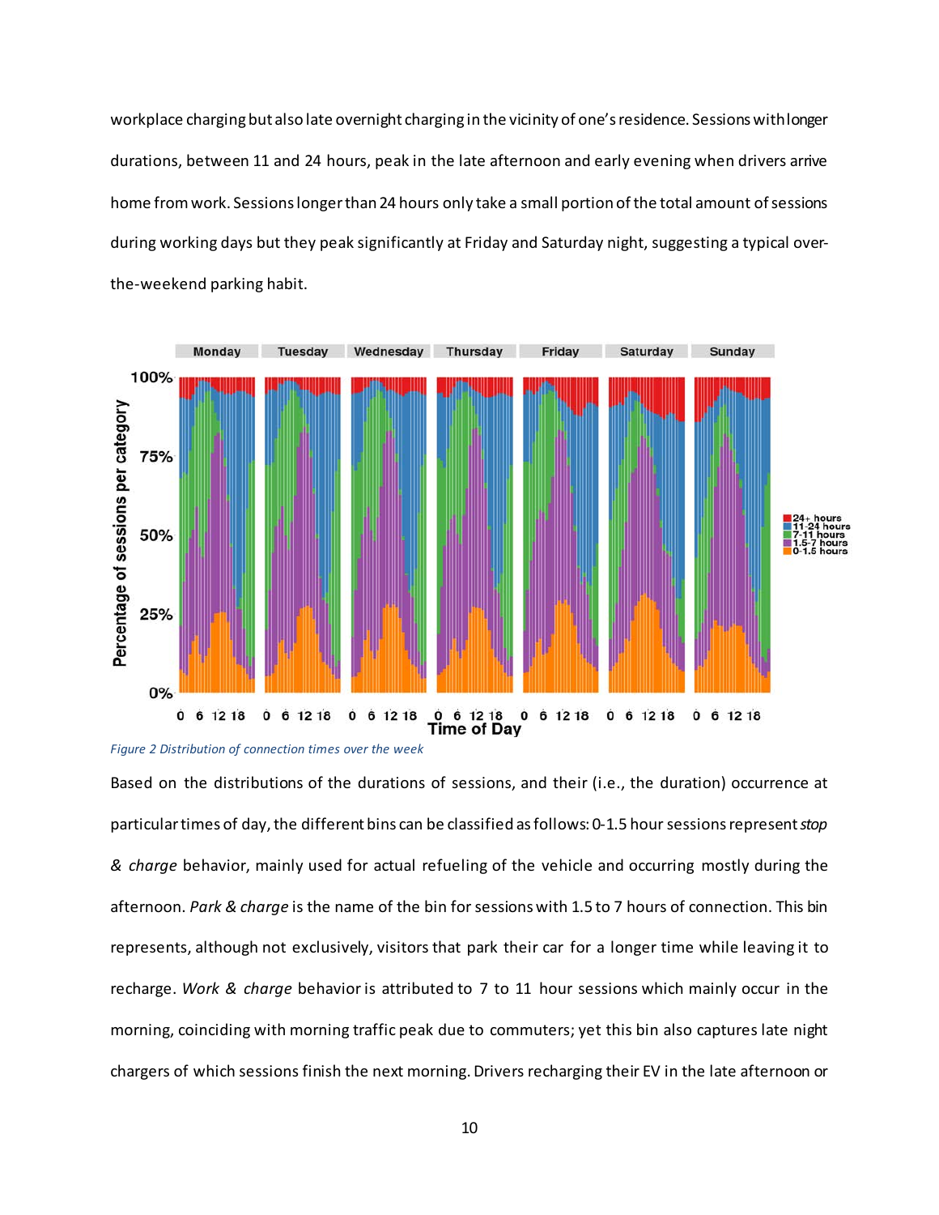workplace charging but also late overnight charging in the vicinity of one's residence. Sessions with longer durations, between 11 and 24 hours, peak in the late afternoon and early evening when drivers arrive home from work. Sessions longer than 24 hours only take a small portion of the total amount of sessions during working days but they peak significantly at Friday and Saturday night, suggesting a typical over-the-weekend parking habit.

*Figure 2 Distribution of connection times over the week*

Based on the distributions of the durations of sessions, and their (i.e., the duration) occurrence at particular times of day, the different bins can be classified as follows: 0-1.5 hour sessions represent *stop & charge* behavior, mainly used for actual refueling of the vehicle and occurring mostly during the afternoon. *Park & charge* is the name of the bin for sessions with 1.5 to 7 hours of connection. This bin represents, although not exclusively, visitors that park their car for a longer time while leaving it to recharge. *Work & charge* behavior is attributed to 7 to 11 hour sessions which mainly occur in the morning, coinciding with morning traffic peak due to commuters; yet this bin also captures late night chargers of which sessions finish the next morning. Drivers recharging their EV in the late afternoon or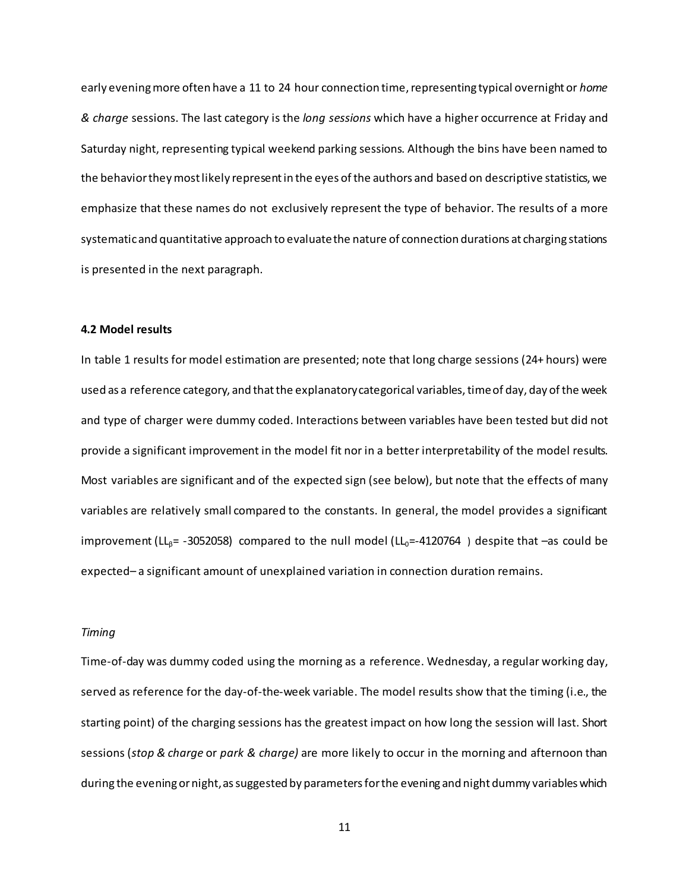early evening more often have a 11 to 24 hour connection time, representing typical overnight or *home & charge* sessions. The last category is the *long sessions* which have a higher occurrence at Friday and Saturday night, representing typical weekend parking sessions. Although the bins have been named to the behavior they most likely represent in the eyes of the authors and based on descriptive statistics, we emphasize that these names do not exclusively represent the type of behavior. The results of a more systematic and quantitative approach to evaluate the nature of connection durations at charging stations is presented in the next paragraph.

#### 4.2 Model results

In table 1 results for model estimation are presented; note that long charge sessions (24+ hours) were used as a reference category, and that the explanatory categorical variables, time of day, day of the week and type of charger were dummy coded. Interactions between variables have been tested but did not provide a significant improvement in the model fit nor in a better interpretability of the model results. Most variables are significant and of the expected sign (see below), but note that the effects of many variables are relatively small compared to the constants. In general, the model provides a significant improvement ($LL_{\beta}$= -3052058) compared to the null model ($LL_0$=-4120764 ) despite that –as could be expected– a significant amount of unexplained variation in connection duration remains.

*Timing*

Time-of-day was dummy coded using the morning as a reference. Wednesday, a regular working day, served as reference for the day-of-the-week variable. The model results show that the timing (i.e., the starting point) of the charging sessions has the greatest impact on how long the session will last. Short sessions (*stop & charge* or *park & charge)* are more likely to occur in the morning and afternoon than during the evening or night, as suggested by parameters for the evening and night dummy variables which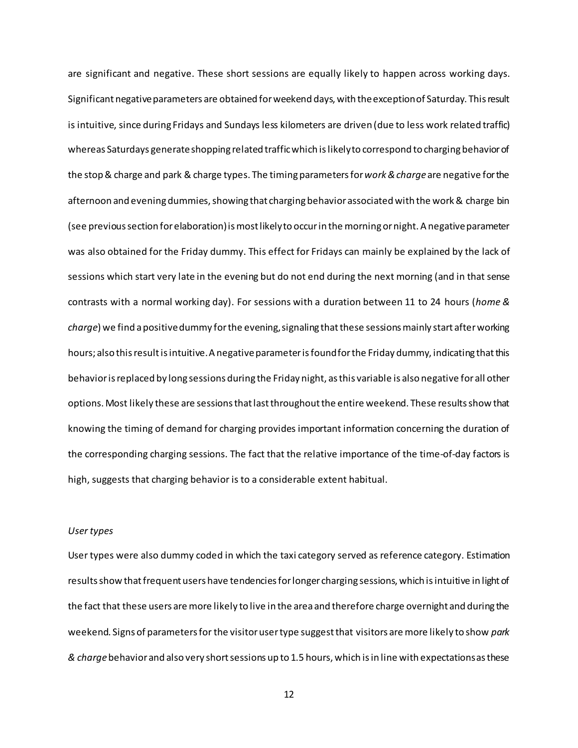are significant and negative. These short sessions are equally likely to happen across working days. Significant negative parameters are obtained for weekend days, with the exception of Saturday. This result is intuitive, since during Fridays and Sundays less kilometers are driven (due to less work related traffic) whereas Saturdays generate shopping related traffic which is likely to correspond to charging behavior of the stop & charge and park & charge types. The timing parameters for *work & charge* are negative for the afternoon and evening dummies, showing that charging behavior associated with the work & charge bin (see previous section for elaboration) is most likely to occur in the morning or night. A negative parameter was also obtained for the Friday dummy. This effect for Fridays can mainly be explained by the lack of sessions which start very late in the evening but do not end during the next morning (and in that sense contrasts with a normal working day). For sessions with a duration between 11 to 24 hours (*home & charge*) we find a positive dummy for the evening, signaling that these sessions mainly start after working hours; also this result is intuitive. A negative parameter is found for the Friday dummy, indicating that this behavior is replaced by long sessions during the Friday night, as this variable is also negative for all other options. Most likely these are sessions that last throughout the entire weekend. These results show that knowing the timing of demand for charging provides important information concerning the duration of the corresponding charging sessions. The fact that the relative importance of the time-of-day factors is high, suggests that charging behavior is to a considerable extent habitual.

*User types*

User types were also dummy coded in which the taxi category served as reference category. Estimation results show that frequent users have tendencies for longer charging sessions, which is intuitive in light of the fact that these users are more likely to live in the area and therefore charge overnight and during the weekend. Signs of parameters for the visitor user type suggest that visitors are more likely to show *park & charge* behavior and also very short sessions up to 1.5 hours, which is in line with expectations as these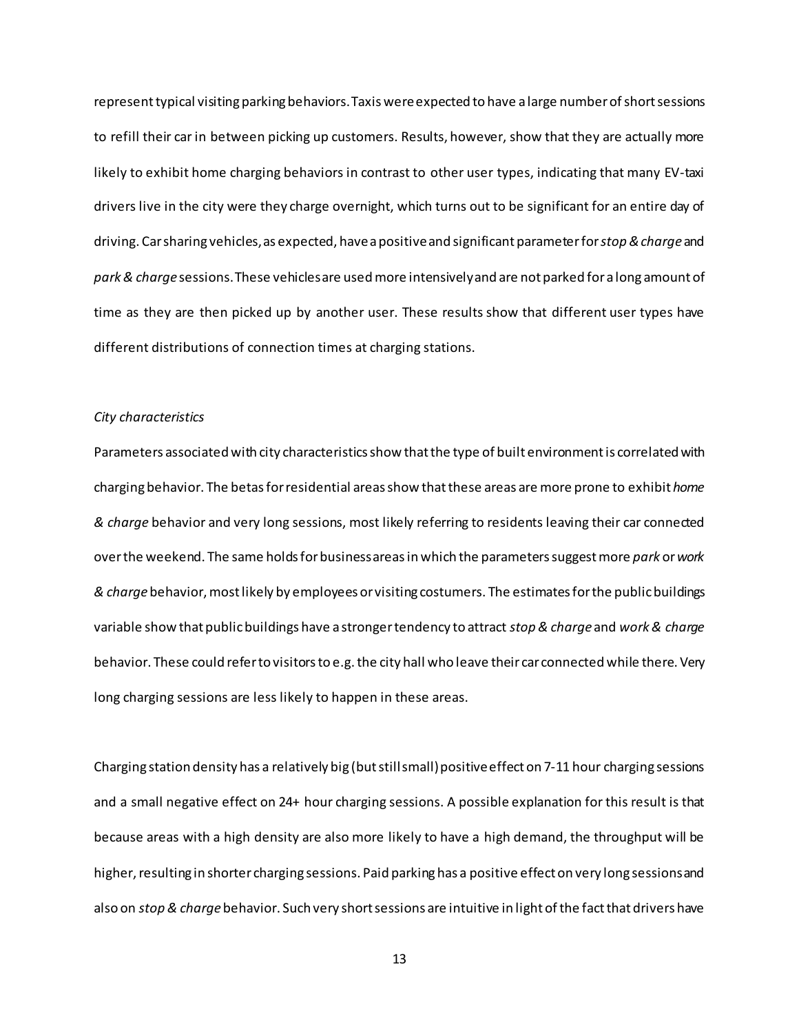represent typical visiting parking behaviors. Taxis were expected to have a large number of short sessions to refill their car in between picking up customers. Results, however, show that they are actually more likely to exhibit home charging behaviors in contrast to other user types, indicating that many EV-taxi drivers live in the city were they charge overnight, which turns out to be significant for an entire day of driving. Car sharing vehicles, as expected, have a positive and significant parameter for *stop & charge* and *park & charge* sessions. These vehicles are used more intensively and are not parked for a long amount of time as they are then picked up by another user. These results show that different user types have different distributions of connection times at charging stations.

*City characteristics*

Parameters associated with city characteristics show that the type of built environment is correlated with charging behavior. The betas for residential areas show that these areas are more prone to exhibit *home & charge* behavior and very long sessions, most likely referring to residents leaving their car connected over the weekend. The same holds for business areas in which the parameters suggest more *park* or *work & charge* behavior, most likely by employees or visiting costumers. The estimates for the public buildings variable show that public buildings have a stronger tendency to attract *stop & charge* and *work & charge* behavior. These could refer to visitors to e.g. the city hall who leave their car connected while there. Very long charging sessions are less likely to happen in these areas.

Charging station density has a relatively big (but still small) positive effect on 7-11 hour charging sessions and a small negative effect on 24+ hour charging sessions. A possible explanation for this result is that because areas with a high density are also more likely to have a high demand, the throughput will be higher, resulting in shorter charging sessions. Paid parking has a positive effect on very long sessions and also on *stop & charge* behavior. Such very short sessions are intuitive in light of the fact that drivers have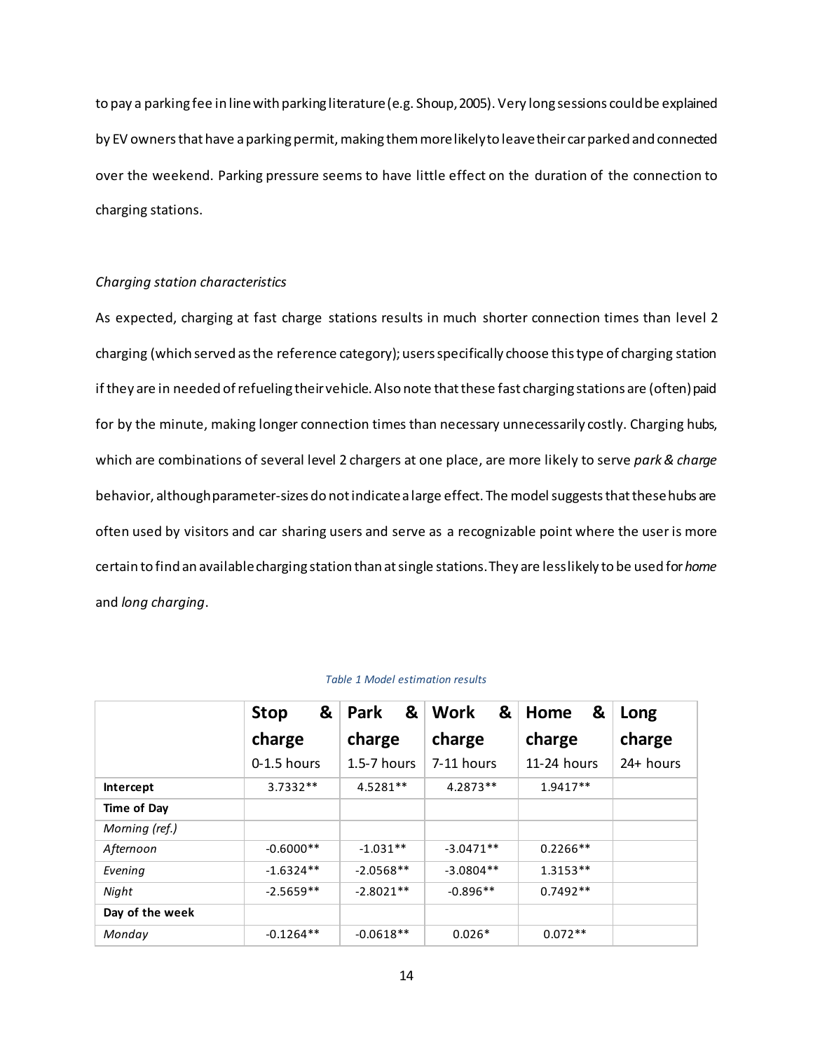to pay a parking fee in line with parking literature (e.g. Shoup, 2005). Very long sessions could be explained by EV owners that have a parking permit, making them more likely to leave their car parked and connected over the weekend. Parking pressure seems to have little effect on the duration of the connection to charging stations.

*Charging station characteristics*

As expected, charging at fast charge stations results in much shorter connection times than level 2 charging (which served as the reference category); users specifically choose this type of charging station if they are in needed of refueling their vehicle. Also note that these fast charging stations are (often) paid for by the minute, making longer connection times than necessary unnecessarily costly. Charging hubs, which are combinations of several level 2 chargers at one place, are more likely to serve *park & charge* behavior, although parameter-sizes do not indicate a large effect. The model suggests that these hubs are often used by visitors and car sharing users and serve as a recognizable point where the user is more certain to find an available charging station than at single stations. They are less likely to be used for *home* and *long charging*.

*Table 1 Model estimation results*

| | **Stop & charge** 0-1.5 hours | **Park & charge** 1.5-7 hours | **Work & charge** 7-11 hours | **Home & charge** 11-24 hours | **Long charge** 24+ hours |
|---|---|---|---|---|---|
| **Intercept** | 3.7332** | 4.5281** | 4.2873** | 1.9417** | |
| **Time of Day** | | | | | |
| *Morning (ref.)* | | | | | |
| *Afternoon* | -0.6000** | -1.031** | -3.0471** | 0.2266** | |
| *Evening* | -1.6324** | -2.0568** | -3.0804** | 1.3153** | |
| *Night* | -2.5659** | -2.8021** | -0.896** | 0.7492** | |
| **Day of the week** | | | | | |
| *Monday* | -0.1264** | -0.0618** | 0.026* | 0.072** | |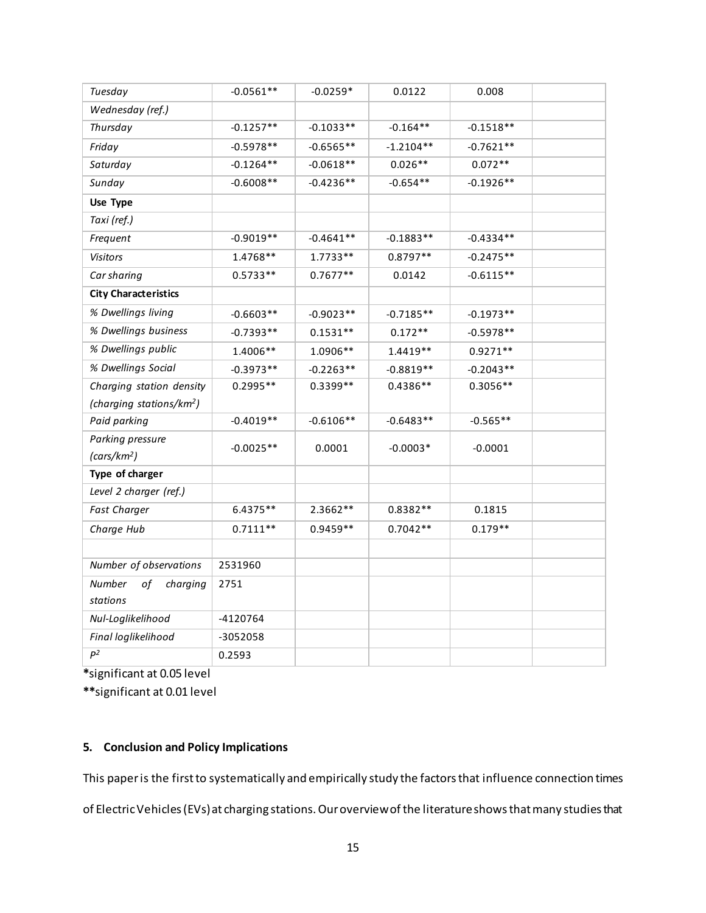| | | | | | |
|---|---|---|---|---|---|
| *Tuesday* | -0.0561** | -0.0259* | 0.0122 | 0.008 | |
| *Wednesday (ref.)* | | | | | |
| *Thursday* | -0.1257** | -0.1033** | -0.164** | -0.1518** | |
| *Friday* | -0.5978** | -0.6565** | -1.2104** | -0.7621** | |
| *Saturday* | -0.1264** | -0.0618** | 0.026** | 0.072** | |
| *Sunday* | -0.6008** | -0.4236** | -0.654** | -0.1926** | |
| **Use Type** | | | | | |
| *Taxi (ref.)* | | | | | |
| *Frequent* | -0.9019** | -0.4641** | -0.1883** | -0.4334** | |
| *Visitors* | 1.4768** | 1.7733** | 0.8797** | -0.2475** | |
| *Car sharing* | 0.5733** | 0.7677** | 0.0142 | -0.6115** | |
| **City Characteristics** | | | | | |
| *% Dwellings living* | -0.6603** | -0.9023** | -0.7185** | -0.1973** | |
| *% Dwellings business* | -0.7393** | 0.1531** | 0.172** | -0.5978** | |
| *% Dwellings public* | 1.4006** | 1.0906** | 1.4419** | 0.9271** | |
| *% Dwellings Social* | -0.3973** | -0.2263** | -0.8819** | -0.2043** | |
| *Charging station density (charging stations/km$^2$)* | 0.2995** | 0.3399** | 0.4386** | 0.3056** | |
| *Paid parking* | -0.4019** | -0.6106** | -0.6483** | -0.565** | |
| *Parking pressure (cars/km$^2$)* | -0.0025** | 0.0001 | -0.0003* | -0.0001 | |
| **Type of charger** | | | | | |
| *Level 2 charger (ref.)* | | | | | |
| *Fast Charger* | 6.4375** | 2.3662** | 0.8382** | 0.1815 | |
| *Charge Hub* | 0.7111** | 0.9459** | 0.7042** | 0.179** | |
| | | | | | |
| *Number of observations* | 2531960 | | | | |
| *Number of charging stations* | 2751 | | | | |
| *Nul-Loglikelihood* | -4120764 | | | | |
| *Final loglikelihood* | -3052058 | | | | |
| $P^2$ | 0.2593 | | | | |

**\***significant at 0.05 level

**\*\***significant at 0.01 level

## 5. Conclusion and Policy Implications

This paper is the first to systematically and empirically study the factors that influence connection times of Electric Vehicles (EVs) at charging stations. Our overview of the literature shows that many studies that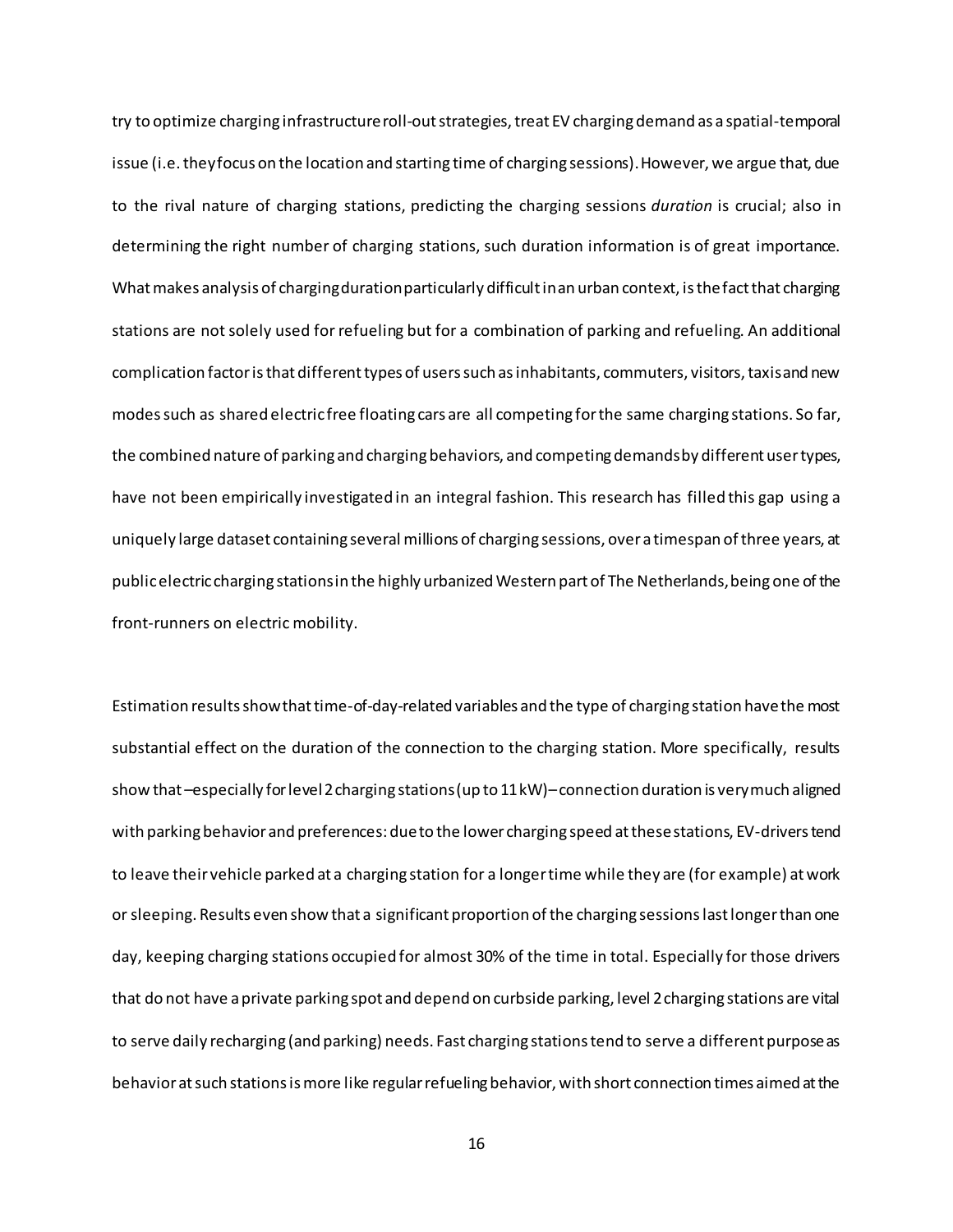try to optimize charging infrastructure roll-out strategies, treat EV charging demand as a spatial-temporal issue (i.e. they focus on the location and starting time of charging sessions). However, we argue that, due to the rival nature of charging stations, predicting the charging sessions *duration* is crucial; also in determining the right number of charging stations, such duration information is of great importance. What makes analysis of charging duration particularly difficult in an urban context, is the fact that charging stations are not solely used for refueling but for a combination of parking and refueling. An additional complication factor is that different types of users such as inhabitants, commuters, visitors, taxis and new modes such as shared electric free floating cars are all competing for the same charging stations. So far, the combined nature of parking and charging behaviors, and competing demands by different user types, have not been empirically investigated in an integral fashion. This research has filled this gap using a uniquely large dataset containing several millions of charging sessions, over a timespan of three years, at public electric charging stations in the highly urbanized Western part of The Netherlands, being one of the front-runners on electric mobility.

Estimation results show that time-of-day-related variables and the type of charging station have the most substantial effect on the duration of the connection to the charging station. More specifically, results show that –especially for level 2 charging stations (up to 11 kW)– connection duration is very much aligned with parking behavior and preferences: due to the lower charging speed at these stations, EV-drivers tend to leave their vehicle parked at a charging station for a longer time while they are (for example) at work or sleeping. Results even show that a significant proportion of the charging sessions last longer than one day, keeping charging stations occupied for almost 30% of the time in total. Especially for those drivers that do not have a private parking spot and depend on curbside parking, level 2 charging stations are vital to serve daily recharging (and parking) needs. Fast charging stations tend to serve a different purpose as behavior at such stations is more like regular refueling behavior, with short connection times aimed at the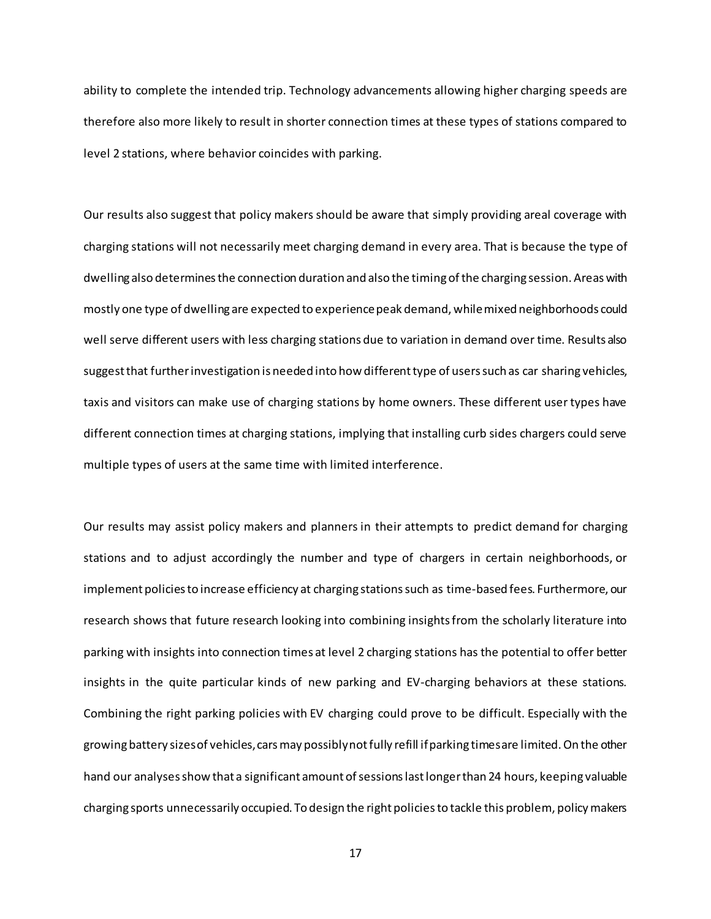ability to complete the intended trip. Technology advancements allowing higher charging speeds are therefore also more likely to result in shorter connection times at these types of stations compared to level 2 stations, where behavior coincides with parking.

Our results also suggest that policy makers should be aware that simply providing areal coverage with charging stations will not necessarily meet charging demand in every area. That is because the type of dwelling also determines the connection duration and also the timing of the charging session. Areas with mostly one type of dwelling are expected to experience peak demand, while mixed neighborhoods could well serve different users with less charging stations due to variation in demand over time. Results also suggest that further investigation is needed into how different type of users such as car sharing vehicles, taxis and visitors can make use of charging stations by home owners. These different user types have different connection times at charging stations, implying that installing curb sides chargers could serve multiple types of users at the same time with limited interference.

Our results may assist policy makers and planners in their attempts to predict demand for charging stations and to adjust accordingly the number and type of chargers in certain neighborhoods, or implement policies to increase efficiency at charging stations such as time-based fees. Furthermore, our research shows that future research looking into combining insights from the scholarly literature into parking with insights into connection times at level 2 charging stations has the potential to offer better insights in the quite particular kinds of new parking and EV-charging behaviors at these stations. Combining the right parking policies with EV charging could prove to be difficult. Especially with the growing battery sizes of vehicles, cars may possibly not fully refill if parking times are limited. On the other hand our analyses show that a significant amount of sessions last longer than 24 hours, keeping valuable charging sports unnecessarily occupied. To design the right policies to tackle this problem, policy makers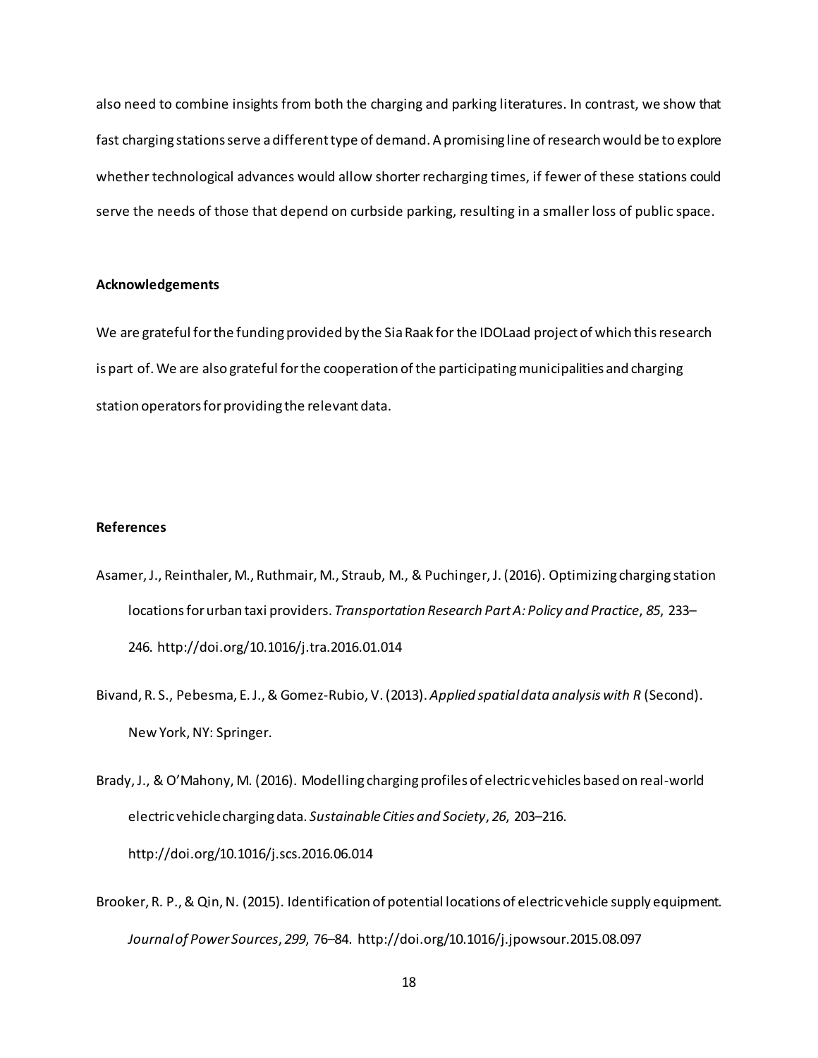also need to combine insights from both the charging and parking literatures. In contrast, we show that fast charging stations serve a different type of demand. A promising line of research would be to explore whether technological advances would allow shorter recharging times, if fewer of these stations could serve the needs of those that depend on curbside parking, resulting in a smaller loss of public space.

## Acknowledgements

We are grateful for the funding provided by the Sia Raak for the IDOLaad project of which this research is part of. We are also grateful for the cooperation of the participating municipalities and charging station operators for providing the relevant data.

## References

Asamer, J., Reinthaler, M., Ruthmair, M., Straub, M., & Puchinger, J. (2016). Optimizing charging station locations for urban taxi providers. *Transportation Research Part A: Policy and Practice*, *85*, 233–246. http://doi.org/10.1016/j.tra.2016.01.014

Bivand, R. S., Pebesma, E. J., & Gomez-Rubio, V. (2013). *Applied spatial data analysis with R* (Second). New York, NY: Springer.

Brady, J., & O'Mahony, M. (2016). Modelling charging profiles of electric vehicles based on real-world electric vehicle charging data. *Sustainable Cities and Society*, *26*, 203–216. http://doi.org/10.1016/j.scs.2016.06.014

Brooker, R. P., & Qin, N. (2015). Identification of potential locations of electric vehicle supply equipment. *Journal of Power Sources*, *299*, 76–84. http://doi.org/10.1016/j.jpowsour.2015.08.097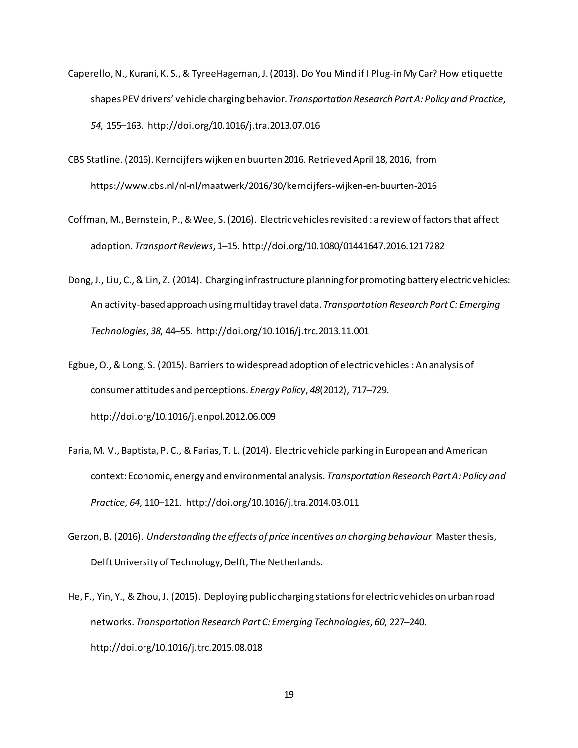Caperello, N., Kurani, K. S., & TyreeHageman, J. (2013). Do You Mind if I Plug-in My Car? How etiquette shapes PEV drivers' vehicle charging behavior. *Transportation Research Part A: Policy and Practice*, *54*, 155–163. http://doi.org/10.1016/j.tra.2013.07.016

CBS Statline. (2016). Kerncijfers wijken en buurten 2016. Retrieved April 18, 2016, from https://www.cbs.nl/nl-nl/maatwerk/2016/30/kerncijfers-wijken-en-buurten-2016

Coffman, M., Bernstein, P., & Wee, S. (2016). Electric vehicles revisited : a review of factors that affect adoption. *Transport Reviews*, 1–15. http://doi.org/10.1080/01441647.2016.1217282

Dong, J., Liu, C., & Lin, Z. (2014). Charging infrastructure planning for promoting battery electric vehicles: An activity-based approach using multiday travel data. *Transportation Research Part C: Emerging Technologies*, *38*, 44–55. http://doi.org/10.1016/j.trc.2013.11.001

Egbue, O., & Long, S. (2015). Barriers to widespread adoption of electric vehicles : An analysis of consumer attitudes and perceptions. *Energy Policy*, *48*(2012), 717–729. http://doi.org/10.1016/j.enpol.2012.06.009

Faria, M. V., Baptista, P. C., & Farias, T. L. (2014). Electric vehicle parking in European and American context: Economic, energy and environmental analysis. *Transportation Research Part A: Policy and Practice*, *64*, 110–121. http://doi.org/10.1016/j.tra.2014.03.011

Gerzon, B. (2016). *Understanding the effects of price incentives on charging behaviour*. Master thesis, Delft University of Technology, Delft, The Netherlands.

He, F., Yin, Y., & Zhou, J. (2015). Deploying public charging stations for electric vehicles on urban road networks. *Transportation Research Part C: Emerging Technologies*, *60*, 227–240. http://doi.org/10.1016/j.trc.2015.08.018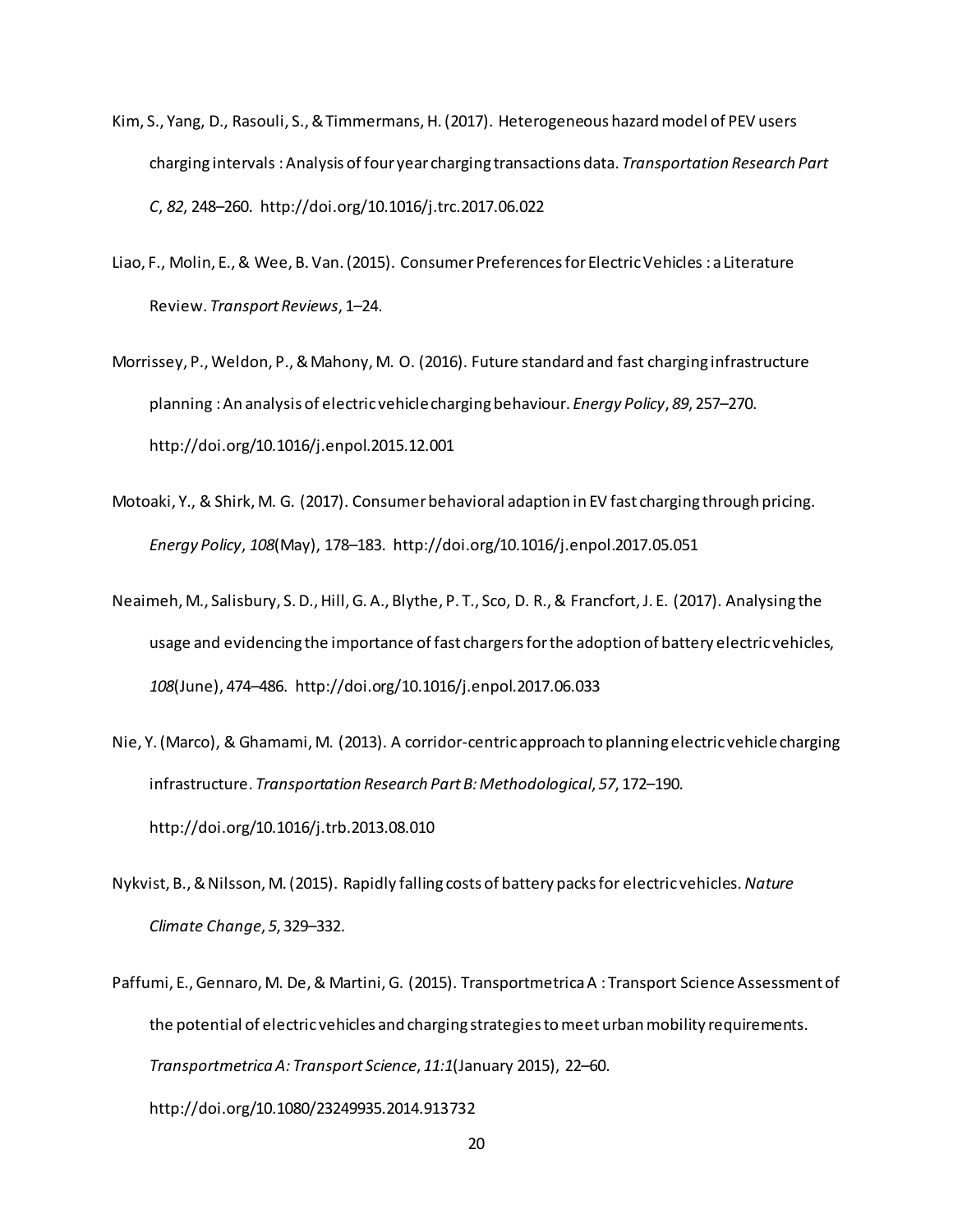Kim, S., Yang, D., Rasouli, S., & Timmermans, H. (2017). Heterogeneous hazard model of PEV users charging intervals : Analysis of four year charging transactions data. *Transportation Research Part C*, *82*, 248–260. http://doi.org/10.1016/j.trc.2017.06.022

Liao, F., Molin, E., & Wee, B. Van. (2015). Consumer Preferences for Electric Vehicles : a Literature Review. *Transport Reviews*, 1–24.

Morrissey, P., Weldon, P., & Mahony, M. O. (2016). Future standard and fast charging infrastructure planning : An analysis of electric vehicle charging behaviour. *Energy Policy*, *89*, 257–270. http://doi.org/10.1016/j.enpol.2015.12.001

Motoaki, Y., & Shirk, M. G. (2017). Consumer behavioral adaption in EV fast charging through pricing. *Energy Policy*, *108*(May), 178–183. http://doi.org/10.1016/j.enpol.2017.05.051

Neaimeh, M., Salisbury, S. D., Hill, G. A., Blythe, P. T., Sco, D. R., & Francfort, J. E. (2017). Analysing the usage and evidencing the importance of fast chargers for the adoption of battery electric vehicles, *108*(June), 474–486. http://doi.org/10.1016/j.enpol.2017.06.033

Nie, Y. (Marco), & Ghamami, M. (2013). A corridor-centric approach to planning electric vehicle charging infrastructure. *Transportation Research Part B: Methodological*, *57*, 172–190. http://doi.org/10.1016/j.trb.2013.08.010

Nykvist, B., & Nilsson, M. (2015). Rapidly falling costs of battery packs for electric vehicles. *Nature Climate Change*, *5*, 329–332.

Paffumi, E., Gennaro, M. De, & Martini, G. (2015). Transportmetrica A : Transport Science Assessment of the potential of electric vehicles and charging strategies to meet urban mobility requirements. *Transportmetrica A: Transport Science*, *11:1*(January 2015), 22–60. http://doi.org/10.1080/23249935.2014.913732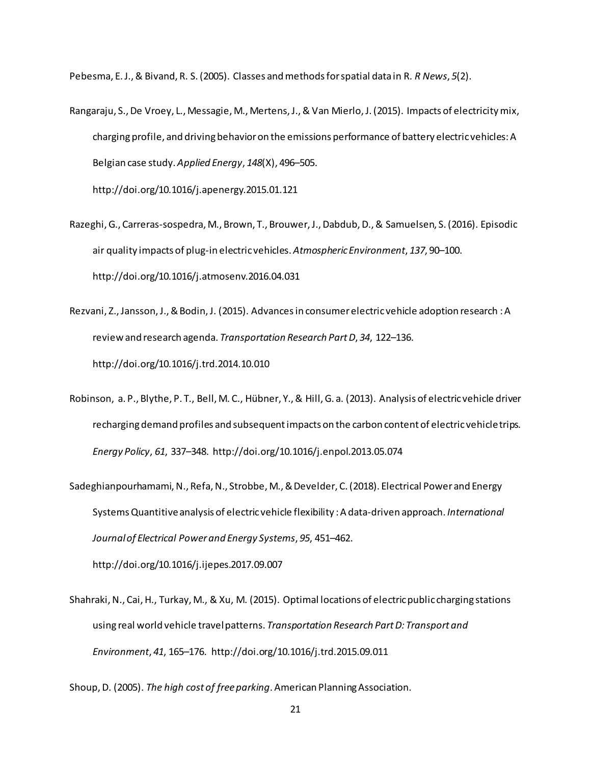Pebesma, E. J., & Bivand, R. S. (2005). Classes and methods for spatial data in R. *R News*, *5*(2).

Rangaraju, S., De Vroey, L., Messagie, M., Mertens, J., & Van Mierlo, J. (2015). Impacts of electricity mix, charging profile, and driving behavior on the emissions performance of battery electric vehicles: A Belgian case study. *Applied Energy*, *148*(X), 496–505. http://doi.org/10.1016/j.apenergy.2015.01.121

Razeghi, G., Carreras-sospedra, M., Brown, T., Brouwer, J., Dabdub, D., & Samuelsen, S. (2016). Episodic air quality impacts of plug-in electric vehicles. *Atmospheric Environment*, *137*, 90–100. http://doi.org/10.1016/j.atmosenv.2016.04.031

Rezvani, Z., Jansson, J., & Bodin, J. (2015). Advances in consumer electric vehicle adoption research : A review and research agenda. *Transportation Research Part D*, *34*, 122–136. http://doi.org/10.1016/j.trd.2014.10.010

Robinson, a. P., Blythe, P. T., Bell, M. C., Hübner, Y., & Hill, G. a. (2013). Analysis of electric vehicle driver recharging demand profiles and subsequent impacts on the carbon content of electric vehicle trips. *Energy Policy*, *61*, 337–348. http://doi.org/10.1016/j.enpol.2013.05.074

Sadeghianpourhamami, N., Refa, N., Strobbe, M., & Develder, C. (2018). Electrical Power and Energy Systems Quantitive analysis of electric vehicle flexibility : A data-driven approach. *International Journal of Electrical Power and Energy Systems*, *95*, 451–462. http://doi.org/10.1016/j.ijepes.2017.09.007

Shahraki, N., Cai, H., Turkay, M., & Xu, M. (2015). Optimal locations of electric public charging stations using real world vehicle travel patterns. *Transportation Research Part D: Transport and Environment*, *41*, 165–176. http://doi.org/10.1016/j.trd.2015.09.011

Shoup, D. (2005). *The high cost of free parking*. American Planning Association.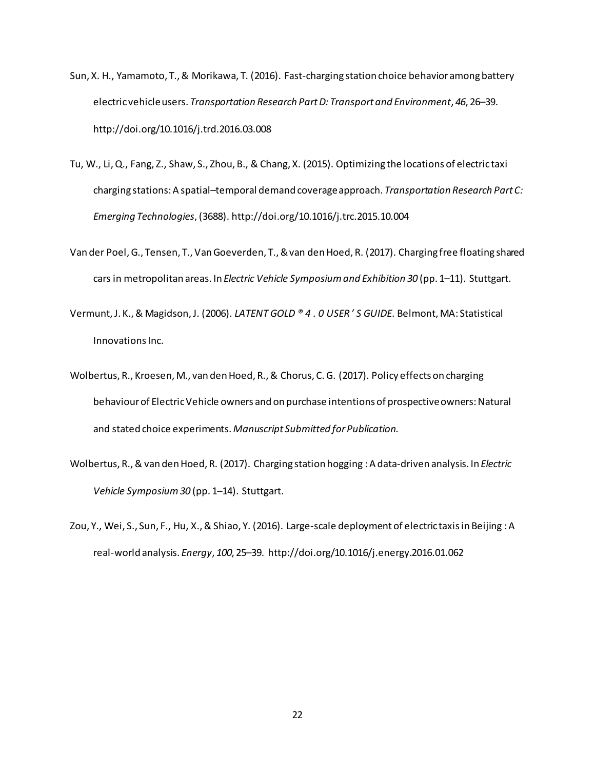Sun, X. H., Yamamoto, T., & Morikawa, T. (2016). Fast-charging station choice behavior among battery electric vehicle users. *Transportation Research Part D: Transport and Environment*, *46*, 26–39. http://doi.org/10.1016/j.trd.2016.03.008

Tu, W., Li, Q., Fang, Z., Shaw, S., Zhou, B., & Chang, X. (2015). Optimizing the locations of electric taxi charging stations: A spatial–temporal demand coverage approach. *Transportation Research Part C: Emerging Technologies*, (3688). http://doi.org/10.1016/j.trc.2015.10.004

Van der Poel, G., Tensen, T., Van Goeverden, T., & van den Hoed, R. (2017). Charging free floating shared cars in metropolitan areas. In *Electric Vehicle Symposium and Exhibition 30* (pp. 1–11). Stuttgart.

Vermunt, J. K., & Magidson, J. (2006). *LATENT GOLD ® 4 . 0 USER ' S GUIDE*. Belmont, MA: Statistical Innovations Inc.

Wolbertus, R., Kroesen, M., van den Hoed, R., & Chorus, C. G. (2017). Policy effects on charging behaviour of Electric Vehicle owners and on purchase intentions of prospective owners: Natural and stated choice experiments. *Manuscript Submitted for Publication*.

Wolbertus, R., & van den Hoed, R. (2017). Charging station hogging : A data-driven analysis. In *Electric Vehicle Symposium 30* (pp. 1–14). Stuttgart.

Zou, Y., Wei, S., Sun, F., Hu, X., & Shiao, Y. (2016). Large-scale deployment of electric taxis in Beijing : A real-world analysis. *Energy*, *100*, 25–39. http://doi.org/10.1016/j.energy.2016.01.062